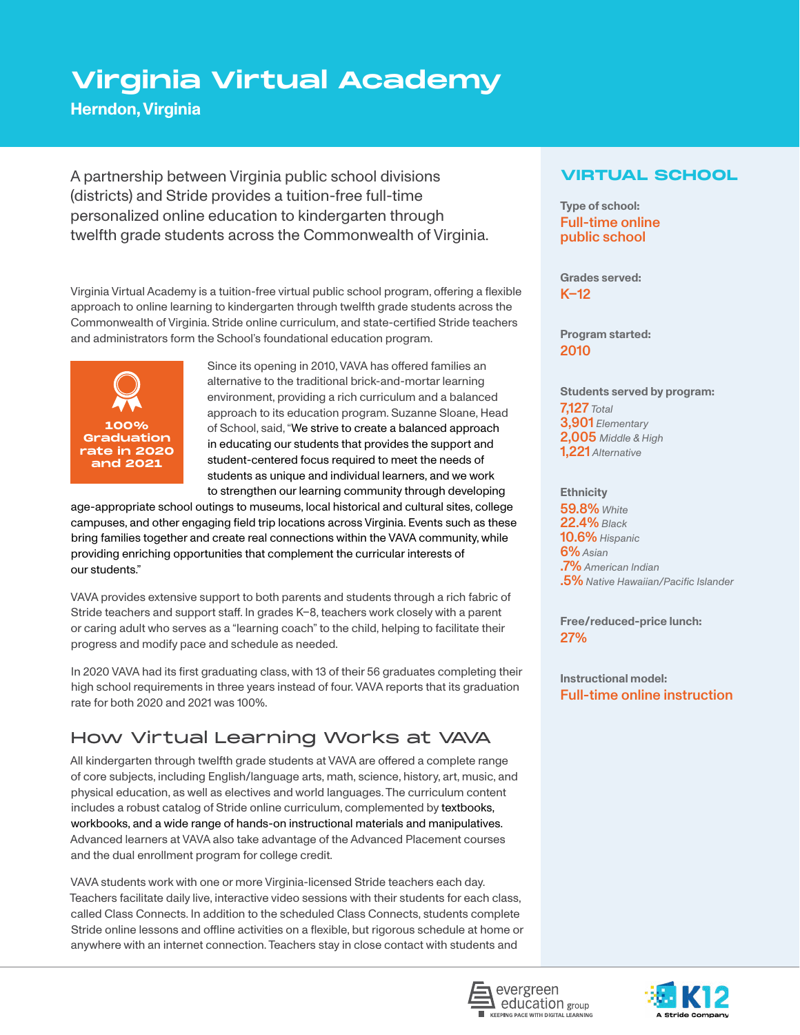# Virginia Virtual Academy

**Herndon, Virginia**

A partnership between Virginia public school divisions (districts) and Stride provides a tuition-free full-time personalized online education to kindergarten through twelfth grade students across the Commonwealth of Virginia.

Virginia Virtual Academy is a tuition-free virtual public school program, offering a flexible approach to online learning to kindergarten through twelfth grade students across the Commonwealth of Virginia. Stride online curriculum, and state-certified Stride teachers and administrators form the School's foundational education program.

**100% Graduation rate in 2020 and 2021**

Since its opening in 2010, VAVA has offered families an alternative to the traditional brick-and-mortar learning environment, providing a rich curriculum and a balanced approach to its education program. Suzanne Sloane, Head of School, said, "We strive to create a balanced approach in educating our students that provides the support and student-centered focus required to meet the needs of students as unique and individual learners, and we work to strengthen our learning community through developing age-appropriate school outings to museums, local historical and cultural sites, college campuses, and other engaging field trip locations across Virginia. Events such as these bring families together and create real connections within the VAVA community, while providing enriching opportunities that complement the curricular interests of our students."

VAVA provides extensive support to both parents and students through a rich fabric of Stride teachers and support staff. In grades K–8, teachers work closely with a parent or caring adult who serves as a "learning coach" to the child, helping to facilitate their progress and modify pace and schedule as needed.

In 2020 VAVA had its first graduating class, with 13 of their 56 graduates completing their high school requirements in three years instead of four. VAVA reports that its graduation rate for both 2020 and 2021 was 100%.

## How Virtual Learning Works at VAVA

All kindergarten through twelfth grade students at VAVA are offered a complete range of core subjects, including English/language arts, math, science, history, art, music, and physical education, as well as electives and world languages. The curriculum content includes a robust catalog of Stride online curriculum, complemented by textbooks, workbooks, and a wide range of hands-on instructional materials and manipulatives. Advanced learners at VAVA also take advantage of the Advanced Placement courses and the dual enrollment program for college credit.

VAVA students work with one or more Virginia-licensed Stride teachers each day. Teachers facilitate daily live, interactive video sessions with their students for each class, called Class Connects. In addition to the scheduled Class Connects, students complete Stride online lessons and offline activities on a flexible, but rigorous schedule at home or anywhere with an internet connection. Teachers stay in close contact with students and

## VIRTUAL SCHOOL

**Type of school:**
Full-time online public school

**Grades served:**
K–12

**Program started:**
2010

**Students served by program:**
- 7,127 *Total*
- 3,901 *Elementary*
- 2,005 *Middle & High*
- 1,221 *Alternative*

**Ethnicity**
- 59.8% *White*
- 22.4% *Black*
- 10.6% *Hispanic*
- 6% *Asian*
- .7% *American Indian*
- .5% *Native Hawaiian/Pacific Islander*

**Free/reduced-price lunch:**
27%

**Instructional model:**
Full-time online instruction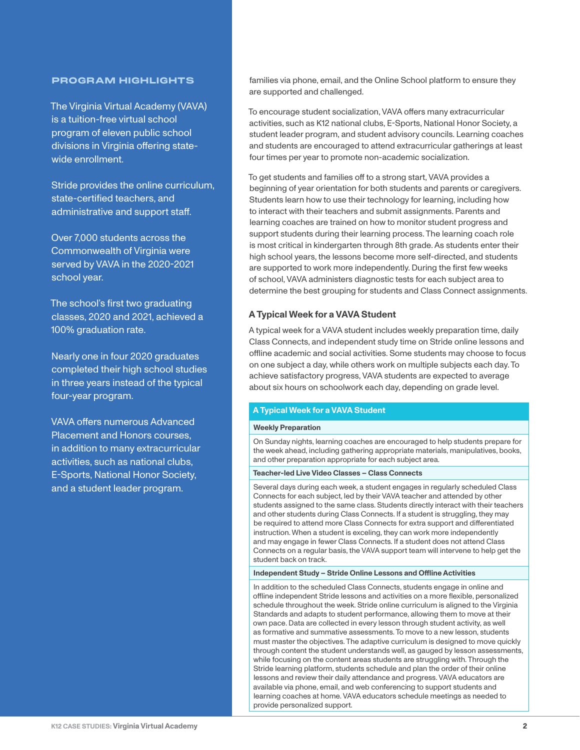### PROGRAM HIGHLIGHTS

The Virginia Virtual Academy (VAVA) is a tuition-free virtual school program of eleven public school divisions in Virginia offering state-wide enrollment.

Stride provides the online curriculum, state-certified teachers, and administrative and support staff.

Over 7,000 students across the Commonwealth of Virginia were served by VAVA in the 2020-2021 school year.

The school's first two graduating classes, 2020 and 2021, achieved a 100% graduation rate.

Nearly one in four 2020 graduates completed their high school studies in three years instead of the typical four-year program.

VAVA offers numerous Advanced Placement and Honors courses, in addition to many extracurricular activities, such as national clubs, E-Sports, National Honor Society, and a student leader program.

families via phone, email, and the Online School platform to ensure they are supported and challenged.

To encourage student socialization, VAVA offers many extracurricular activities, such as K12 national clubs, E-Sports, National Honor Society, a student leader program, and student advisory councils. Learning coaches and students are encouraged to attend extracurricular gatherings at least four times per year to promote non-academic socialization.

To get students and families off to a strong start, VAVA provides a beginning of year orientation for both students and parents or caregivers. Students learn how to use their technology for learning, including how to interact with their teachers and submit assignments. Parents and learning coaches are trained on how to monitor student progress and support students during their learning process. The learning coach role is most critical in kindergarten through 8th grade. As students enter their high school years, the lessons become more self-directed, and students are supported to work more independently. During the first few weeks of school, VAVA administers diagnostic tests for each subject area to determine the best grouping for students and Class Connect assignments.

## A Typical Week for a VAVA Student

A typical week for a VAVA student includes weekly preparation time, daily Class Connects, and independent study time on Stride online lessons and offline academic and social activities. Some students may choose to focus on one subject a day, while others work on multiple subjects each day. To achieve satisfactory progress, VAVA students are expected to average about six hours on schoolwork each day, depending on grade level.

| A Typical Week for a VAVA Student |
|---|
| **Weekly Preparation** |
| On Sunday nights, learning coaches are encouraged to help students prepare for the week ahead, including gathering appropriate materials, manipulatives, books, and other preparation appropriate for each subject area. |
| **Teacher-led Live Video Classes – Class Connects** |
| Several days during each week, a student engages in regularly scheduled Class Connects for each subject, led by their VAVA teacher and attended by other students assigned to the same class. Students directly interact with their teachers and other students during Class Connects. If a student is struggling, they may be required to attend more Class Connects for extra support and differentiated instruction. When a student is exceling, they can work more independently and may engage in fewer Class Connects. If a student does not attend Class Connects on a regular basis, the VAVA support team will intervene to help get the student back on track. |
| **Independent Study – Stride Online Lessons and Offline Activities** |
| In addition to the scheduled Class Connects, students engage in online and offline independent Stride lessons and activities on a more flexible, personalized schedule throughout the week. Stride online curriculum is aligned to the Virginia Standards and adapts to student performance, allowing them to move at their own pace. Data are collected in every lesson through student activity, as well as formative and summative assessments. To move to a new lesson, students must master the objectives. The adaptive curriculum is designed to move quickly through content the student understands well, as gauged by lesson assessments, while focusing on the content areas students are struggling with. Through the Stride learning platform, students schedule and plan the order of their online lessons and review their daily attendance and progress. VAVA educators are available via phone, email, and web conferencing to support students and learning coaches at home. VAVA educators schedule meetings as needed to provide personalized support. |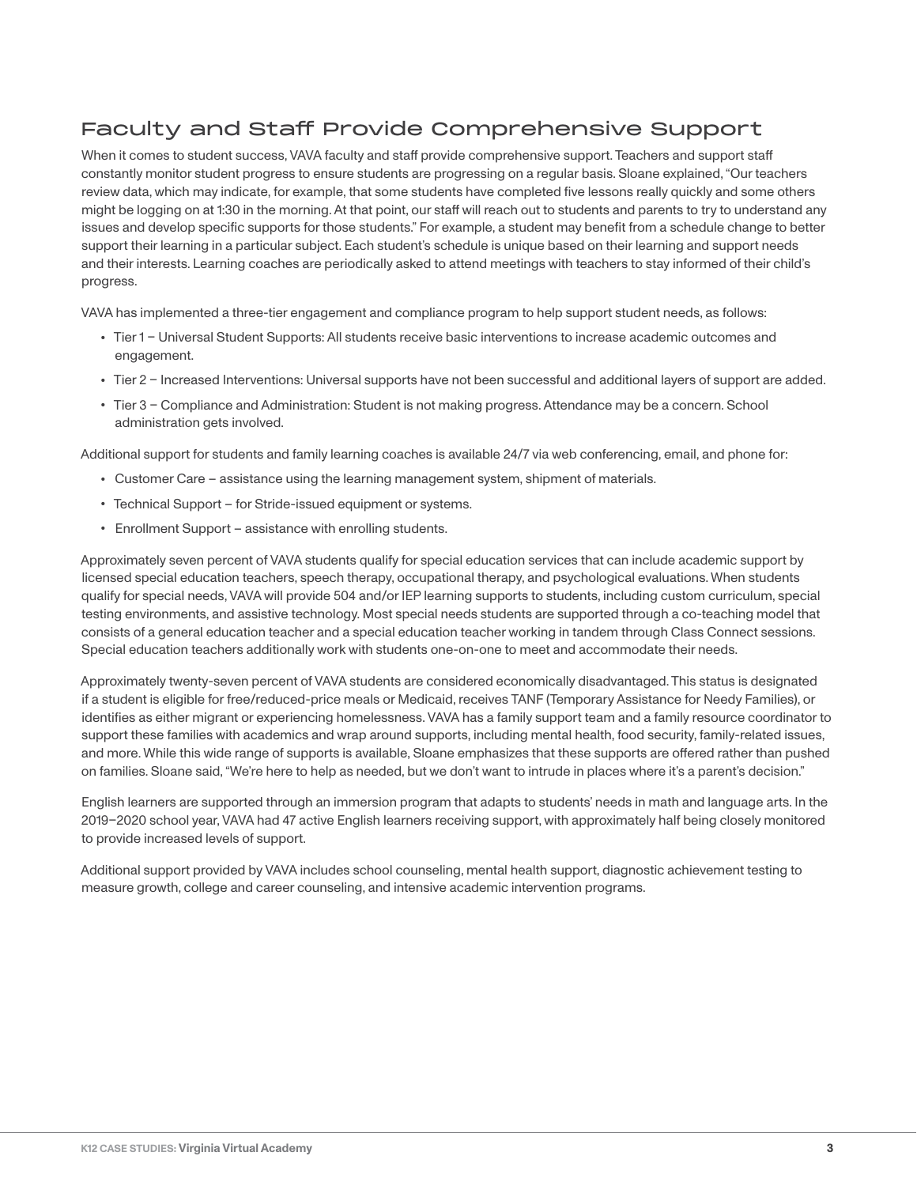## Faculty and Staff Provide Comprehensive Support

When it comes to student success, VAVA faculty and staff provide comprehensive support. Teachers and support staff constantly monitor student progress to ensure students are progressing on a regular basis. Sloane explained, "Our teachers review data, which may indicate, for example, that some students have completed five lessons really quickly and some others might be logging on at 1:30 in the morning. At that point, our staff will reach out to students and parents to try to understand any issues and develop specific supports for those students." For example, a student may benefit from a schedule change to better support their learning in a particular subject. Each student's schedule is unique based on their learning and support needs and their interests. Learning coaches are periodically asked to attend meetings with teachers to stay informed of their child's progress.

VAVA has implemented a three-tier engagement and compliance program to help support student needs, as follows:

- Tier 1 – Universal Student Supports: All students receive basic interventions to increase academic outcomes and engagement.
- Tier 2 – Increased Interventions: Universal supports have not been successful and additional layers of support are added.
- Tier 3 – Compliance and Administration: Student is not making progress. Attendance may be a concern. School administration gets involved.

Additional support for students and family learning coaches is available 24/7 via web conferencing, email, and phone for:

- Customer Care – assistance using the learning management system, shipment of materials.
- Technical Support – for Stride-issued equipment or systems.
- Enrollment Support – assistance with enrolling students.

Approximately seven percent of VAVA students qualify for special education services that can include academic support by licensed special education teachers, speech therapy, occupational therapy, and psychological evaluations. When students qualify for special needs, VAVA will provide 504 and/or IEP learning supports to students, including custom curriculum, special testing environments, and assistive technology. Most special needs students are supported through a co-teaching model that consists of a general education teacher and a special education teacher working in tandem through Class Connect sessions. Special education teachers additionally work with students one-on-one to meet and accommodate their needs.

Approximately twenty-seven percent of VAVA students are considered economically disadvantaged. This status is designated if a student is eligible for free/reduced-price meals or Medicaid, receives TANF (Temporary Assistance for Needy Families), or identifies as either migrant or experiencing homelessness. VAVA has a family support team and a family resource coordinator to support these families with academics and wrap around supports, including mental health, food security, family-related issues, and more. While this wide range of supports is available, Sloane emphasizes that these supports are offered rather than pushed on families. Sloane said, "We're here to help as needed, but we don't want to intrude in places where it's a parent's decision."

English learners are supported through an immersion program that adapts to students' needs in math and language arts. In the 2019–2020 school year, VAVA had 47 active English learners receiving support, with approximately half being closely monitored to provide increased levels of support.

Additional support provided by VAVA includes school counseling, mental health support, diagnostic achievement testing to measure growth, college and career counseling, and intensive academic intervention programs.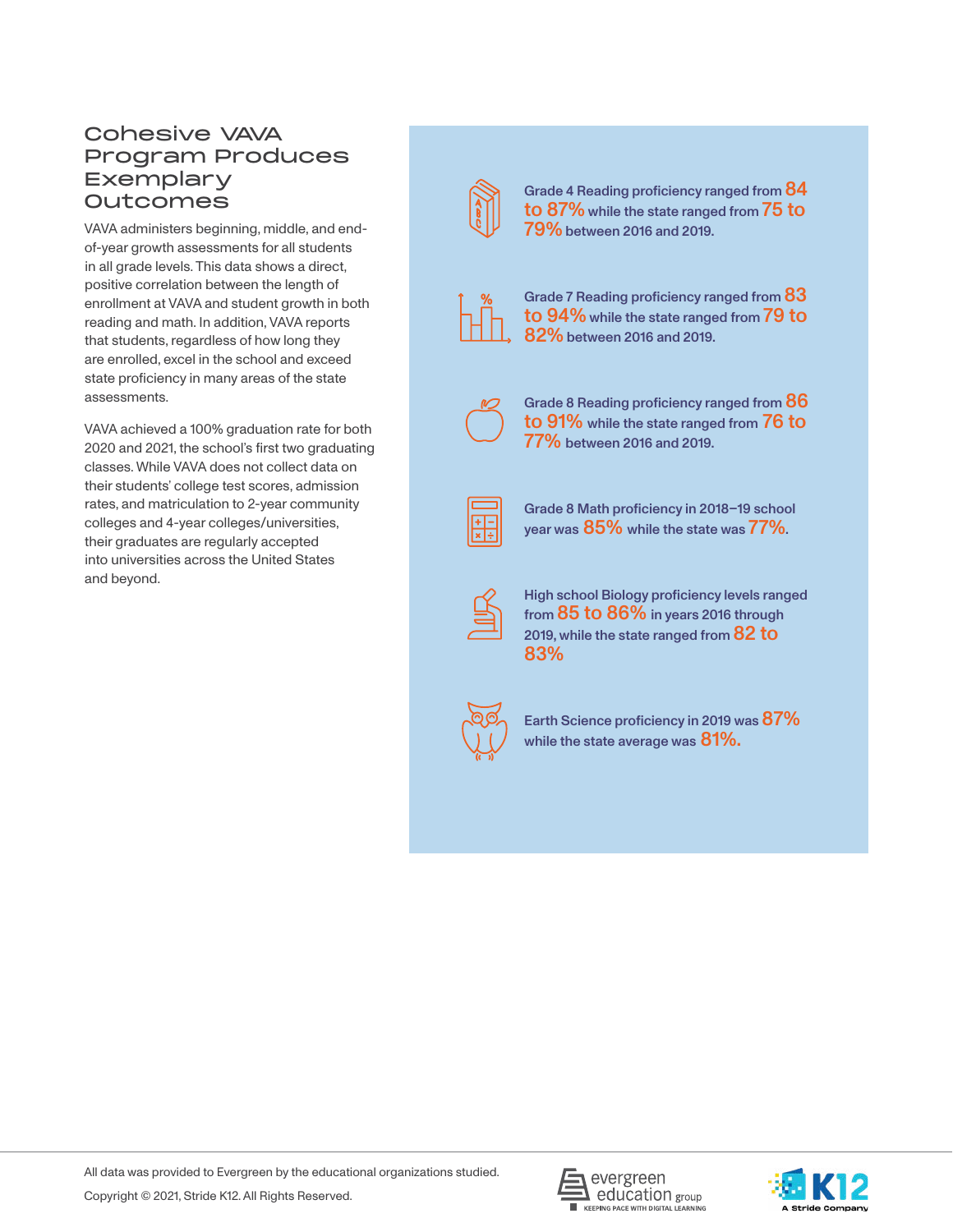# Cohesive VAVA Program Produces Exemplary Outcomes

VAVA administers beginning, middle, and end-of-year growth assessments for all students in all grade levels. This data shows a direct, positive correlation between the length of enrollment at VAVA and student growth in both reading and math. In addition, VAVA reports that students, regardless of how long they are enrolled, excel in the school and exceed state proficiency in many areas of the state assessments.

VAVA achieved a 100% graduation rate for both 2020 and 2021, the school's first two graduating classes. While VAVA does not collect data on their students' college test scores, admission rates, and matriculation to 2-year community colleges and 4-year colleges/universities, their graduates are regularly accepted into universities across the United States and beyond.

Grade 4 Reading proficiency ranged from **84 to 87%** while the state ranged from **75 to 79%** between 2016 and 2019.

Grade 7 Reading proficiency ranged from **83 to 94%** while the state ranged from **79 to 82%** between 2016 and 2019.

Grade 8 Reading proficiency ranged from **86 to 91%** while the state ranged from **76 to 77%** between 2016 and 2019.

Grade 8 Math proficiency in 2018–19 school year was **85%** while the state was **77%**.

High school Biology proficiency levels ranged from **85 to 86%** in years 2016 through 2019, while the state ranged from **82 to 83%**

Earth Science proficiency in 2019 was **87%** while the state average was **81%.**

All data was provided to Evergreen by the educational organizations studied.

Copyright © 2021, Stride K12. All Rights Reserved.